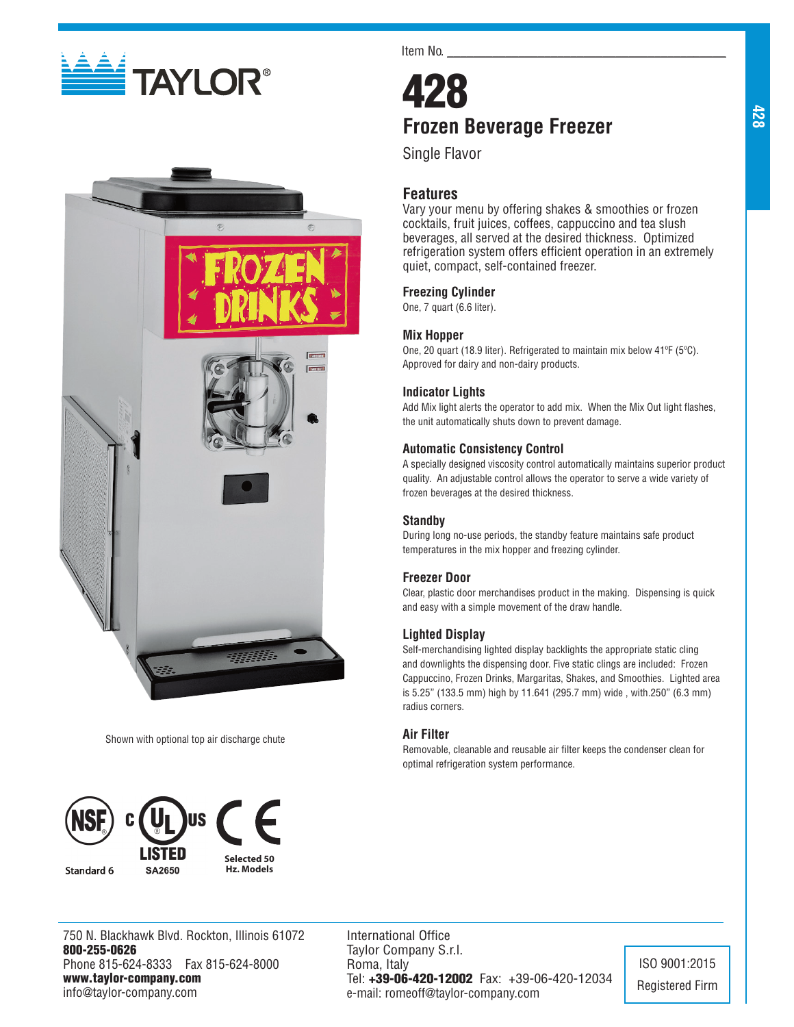TAYLOR®

Item No. ___________________________

# 428

## Frozen Beverage Freezer

Single Flavor

### Features

Vary your menu by offering shakes & smoothies or frozen cocktails, fruit juices, coffees, cappuccino and tea slush beverages, all served at the desired thickness. Optimized refrigeration system offers efficient operation in an extremely quiet, compact, self-contained freezer.

### Freezing Cylinder

One, 7 quart (6.6 liter).

### Mix Hopper

One, 20 quart (18.9 liter). Refrigerated to maintain mix below 41ºF (5ºC). Approved for dairy and non-dairy products.

### Indicator Lights

Add Mix light alerts the operator to add mix. When the Mix Out light flashes, the unit automatically shuts down to prevent damage.

### Automatic Consistency Control

A specially designed viscosity control automatically maintains superior product quality. An adjustable control allows the operator to serve a wide variety of frozen beverages at the desired thickness.

### Standby

During long no-use periods, the standby feature maintains safe product temperatures in the mix hopper and freezing cylinder.

### Freezer Door

Clear, plastic door merchandises product in the making. Dispensing is quick and easy with a simple movement of the draw handle.

### Lighted Display

Self-merchandising lighted display backlights the appropriate static cling and downlights the dispensing door. Five static clings are included: Frozen Cappuccino, Frozen Drinks, Margaritas, Shakes, and Smoothies. Lighted area is 5.25" (133.5 mm) high by 11.641 (295.7 mm) wide , with.250" (6.3 mm) radius corners.

### Air Filter

Removable, cleanable and reusable air filter keeps the condenser clean for optimal refrigeration system performance.

Shown with optional top air discharge chute

NSF Standard 6 | c UL us LISTED SA2650 | CE Selected 50 Hz. Models

750 N. Blackhawk Blvd. Rockton, Illinois 61072
**800-255-0626**
Phone 815-624-8333 Fax 815-624-8000
**www.taylor-company.com**
info@taylor-company.com

International Office
Taylor Company S.r.l.
Roma, Italy
Tel: **+39-06-420-12002** Fax: +39-06-420-12034
e-mail: romeoff@taylor-company.com

ISO 9001:2015
Registered Firm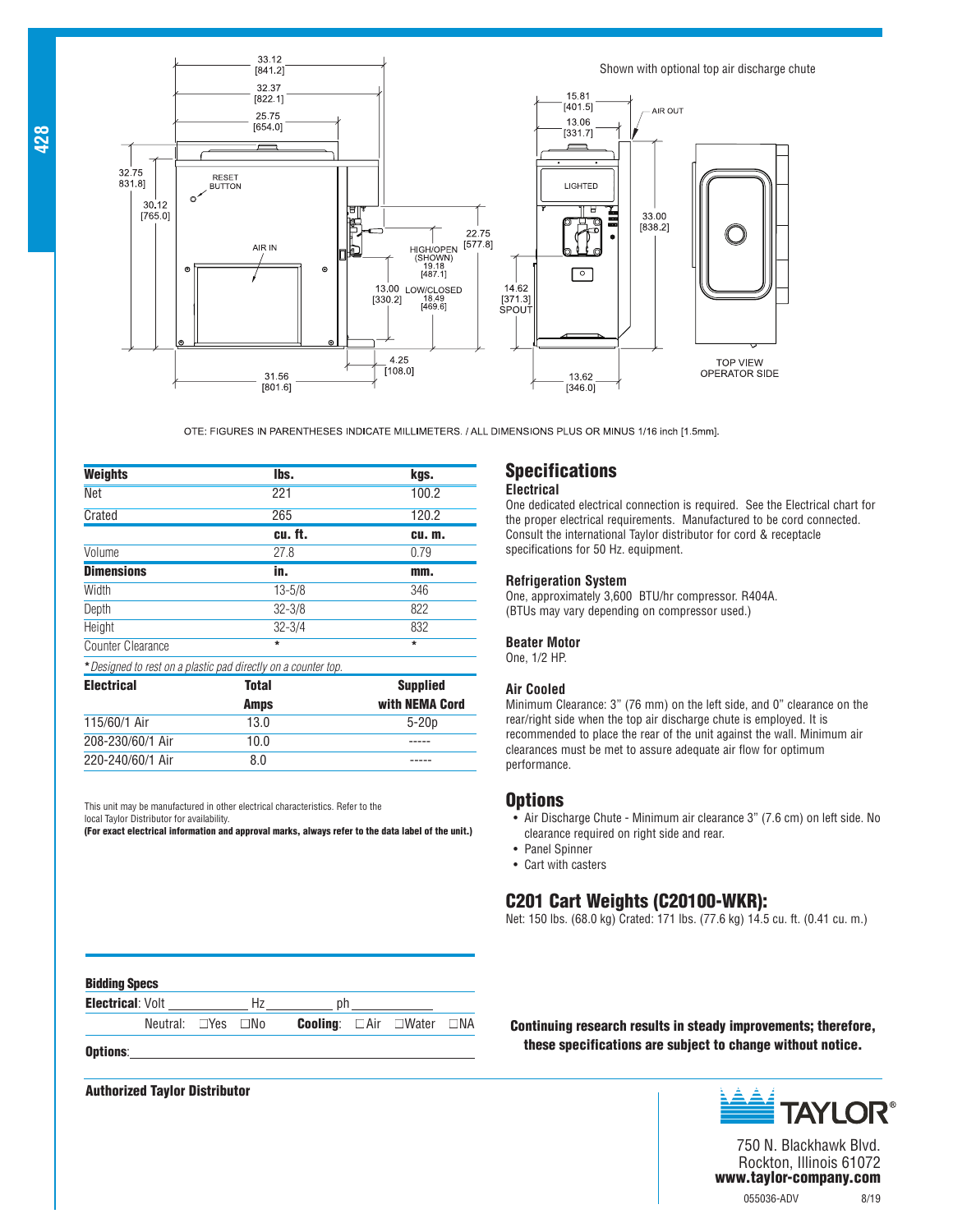33.12
[841.2]
32.37
[822.1]
25.75
[654.0]
32.75
831.8]
30.12
[765.0]
RESET
BUTTON
AIR IN
22.75
[577.8]
HIGH/OPEN
(SHOWN)
19.18
[487.1]
13.00
[330.2]
LOW/CLOSED
18.49
[469.6]
4.25
[108.0]
31.56
[801.6]

Shown with optional top air discharge chute

15.81
[401.5]
13.06
[331.7]
AIR OUT
LIGHTED
33.00
[838.2]
14.62
[371.3]
SPOUT
13.62
[346.0]

TOP VIEW
OPERATOR SIDE

OTE: FIGURES IN PARENTHESES INDICATE MILLIMETERS. / ALL DIMENSIONS PLUS OR MINUS 1/16 inch [1.5mm].

| **Weights** | **lbs.** | **kgs.** |
|---|---|---|
| Net | 221 | 100.2 |
| Crated | 265 | 120.2 |
| | **cu. ft.** | **cu. m.** |
| Volume | 27.8 | 0.79 |
| **Dimensions** | **in.** | **mm.** |
| Width | 13-5/8 | 346 |
| Depth | 32-3/8 | 822 |
| Height | 32-3/4 | 832 |
| Counter Clearance | * | * |

*\*Designed to rest on a plastic pad directly on a counter top.*

| **Electrical** | **Total Amps** | **Supplied with NEMA Cord** |
|---|---|---|
| 115/60/1 Air | 13.0 | 5-20p |
| 208-230/60/1 Air | 10.0 | ----- |
| 220-240/60/1 Air | 8.0 | ----- |

This unit may be manufactured in other electrical characteristics. Refer to the local Taylor Distributor for availability.

**(For exact electrical information and approval marks, always refer to the data label of the unit.)**

## Specifications

### Electrical

One dedicated electrical connection is required. See the Electrical chart for the proper electrical requirements. Manufactured to be cord connected. Consult the international Taylor distributor for cord & receptacle specifications for 50 Hz. equipment.

### Refrigeration System

One, approximately 3,600 BTU/hr compressor. R404A.
(BTUs may vary depending on compressor used.)

### Beater Motor

One, 1/2 HP.

### Air Cooled

Minimum Clearance: 3" (76 mm) on the left side, and 0" clearance on the rear/right side when the top air discharge chute is employed. It is recommended to place the rear of the unit against the wall. Minimum air clearances must be met to assure adequate air flow for optimum performance.

## Options

- Air Discharge Chute - Minimum air clearance 3" (7.6 cm) on left side. No clearance required on right side and rear.
- Panel Spinner
- Cart with casters

## C201 Cart Weights (C20100-WKR):

Net: 150 lbs. (68.0 kg) Crated: 171 lbs. (77.6 kg) 14.5 cu. ft. (0.41 cu. m.)

**Bidding Specs**

**Electrical**: Volt ____________ Hz __________ ph ____________

Neutral: ☐Yes ☐No **Cooling**: ☐Air ☐Water ☐NA

**Options**:

**Continuing research results in steady improvements; therefore, these specifications are subject to change without notice.**

**Authorized Taylor Distributor**

TAYLOR®

750 N. Blackhawk Blvd.
Rockton, Illinois 61072
**www.taylor-company.com**

055036-ADV 8/19